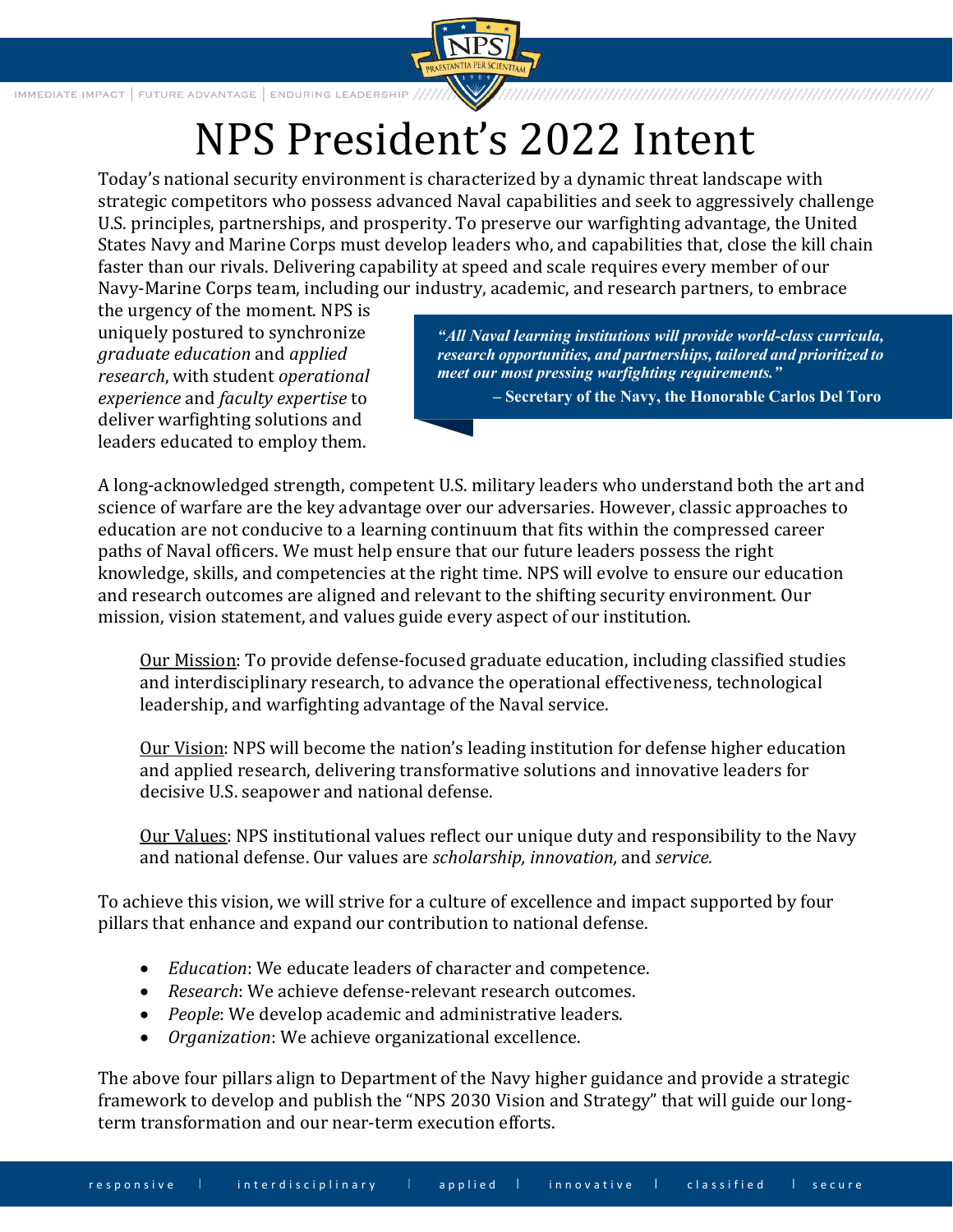# NPS President's 2022 Intent

Today's national security environment is characterized by a dynamic threat landscape with strategic competitors who possess advanced Naval capabilities and seek to aggressively challenge U.S. principles, partnerships, and prosperity. To preserve our warfighting advantage, the United States Navy and Marine Corps must develop leaders who, and capabilities that, close the kill chain faster than our rivals. Delivering capability at speed and scale requires every member of our Navy-Marine Corps team, including our industry, academic, and research partners, to embrace the urgency of the moment. NPS is uniquely postured to synchronize *graduate education* and *applied research*, with student *operational experience* and *faculty expertise* to deliver warfighting solutions and leaders educated to employ them.

> ***"All Naval learning institutions will provide world-class curricula, research opportunities, and partnerships, tailored and prioritized to meet our most pressing warfighting requirements."***
>
> **– Secretary of the Navy, the Honorable Carlos Del Toro**

A long-acknowledged strength, competent U.S. military leaders who understand both the art and science of warfare are the key advantage over our adversaries. However, classic approaches to education are not conducive to a learning continuum that fits within the compressed career paths of Naval officers. We must help ensure that our future leaders possess the right knowledge, skills, and competencies at the right time. NPS will evolve to ensure our education and research outcomes are aligned and relevant to the shifting security environment. Our mission, vision statement, and values guide every aspect of our institution.

<u>Our Mission</u>: To provide defense-focused graduate education, including classified studies and interdisciplinary research, to advance the operational effectiveness, technological leadership, and warfighting advantage of the Naval service.

<u>Our Vision</u>: NPS will become the nation's leading institution for defense higher education and applied research, delivering transformative solutions and innovative leaders for decisive U.S. seapower and national defense.

<u>Our Values</u>: NPS institutional values reflect our unique duty and responsibility to the Navy and national defense. Our values are *scholarship, innovation,* and *service.*

To achieve this vision, we will strive for a culture of excellence and impact supported by four pillars that enhance and expand our contribution to national defense.

- *Education*: We educate leaders of character and competence.
- *Research*: We achieve defense-relevant research outcomes.
- *People*: We develop academic and administrative leaders.
- *Organization*: We achieve organizational excellence.

The above four pillars align to Department of the Navy higher guidance and provide a strategic framework to develop and publish the "NPS 2030 Vision and Strategy" that will guide our long-term transformation and our near-term execution efforts.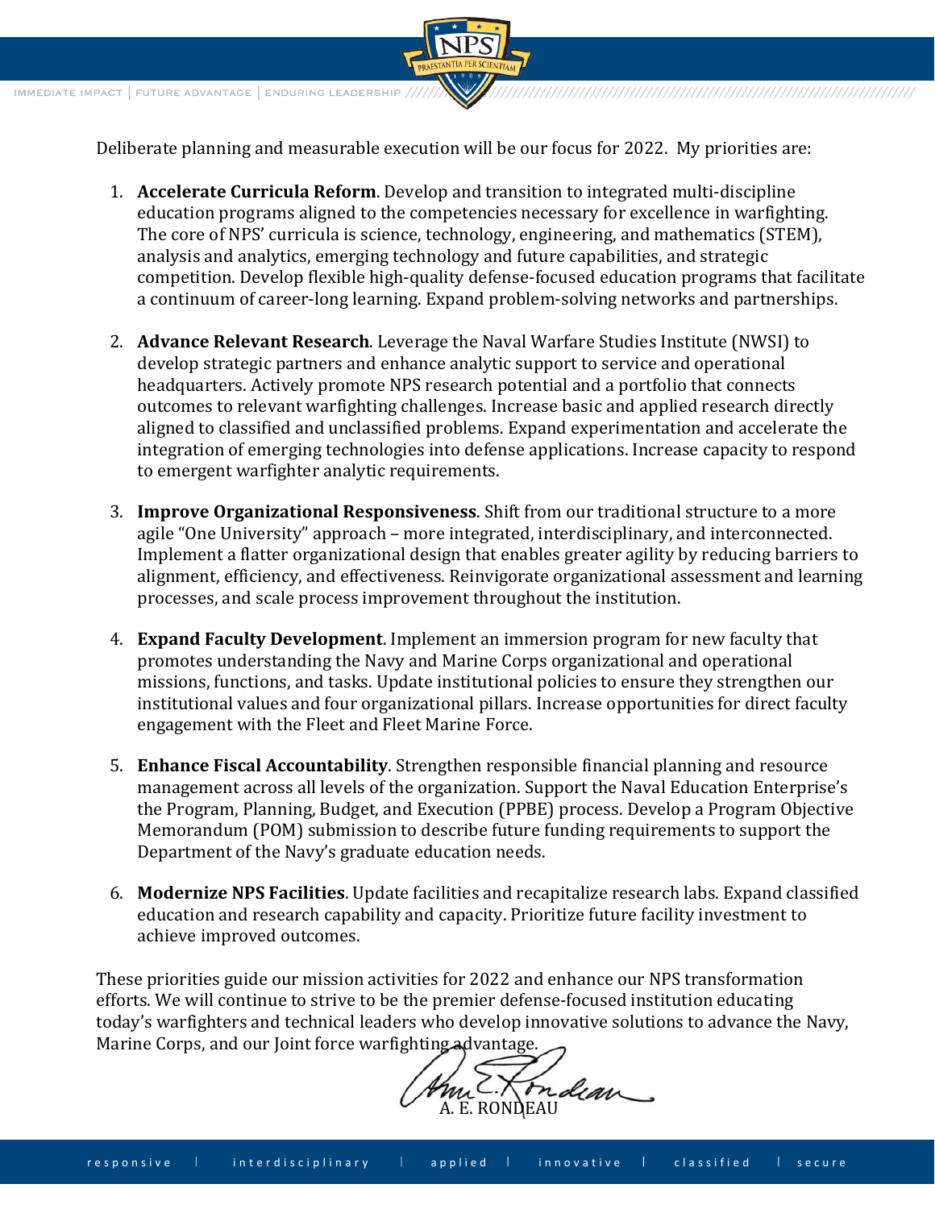Deliberate planning and measurable execution will be our focus for 2022. My priorities are:

1. **Accelerate Curricula Reform**. Develop and transition to integrated multi-discipline education programs aligned to the competencies necessary for excellence in warfighting. The core of NPS' curricula is science, technology, engineering, and mathematics (STEM), analysis and analytics, emerging technology and future capabilities, and strategic competition. Develop flexible high-quality defense-focused education programs that facilitate a continuum of career-long learning. Expand problem-solving networks and partnerships.

2. **Advance Relevant Research**. Leverage the Naval Warfare Studies Institute (NWSI) to develop strategic partners and enhance analytic support to service and operational headquarters. Actively promote NPS research potential and a portfolio that connects outcomes to relevant warfighting challenges. Increase basic and applied research directly aligned to classified and unclassified problems. Expand experimentation and accelerate the integration of emerging technologies into defense applications. Increase capacity to respond to emergent warfighter analytic requirements.

3. **Improve Organizational Responsiveness**. Shift from our traditional structure to a more agile "One University" approach – more integrated, interdisciplinary, and interconnected. Implement a flatter organizational design that enables greater agility by reducing barriers to alignment, efficiency, and effectiveness. Reinvigorate organizational assessment and learning processes, and scale process improvement throughout the institution.

4. **Expand Faculty Development**. Implement an immersion program for new faculty that promotes understanding the Navy and Marine Corps organizational and operational missions, functions, and tasks. Update institutional policies to ensure they strengthen our institutional values and four organizational pillars. Increase opportunities for direct faculty engagement with the Fleet and Fleet Marine Force.

5. **Enhance Fiscal Accountability**. Strengthen responsible financial planning and resource management across all levels of the organization. Support the Naval Education Enterprise's the Program, Planning, Budget, and Execution (PPBE) process. Develop a Program Objective Memorandum (POM) submission to describe future funding requirements to support the Department of the Navy's graduate education needs.

6. **Modernize NPS Facilities**. Update facilities and recapitalize research labs. Expand classified education and research capability and capacity. Prioritize future facility investment to achieve improved outcomes.

These priorities guide our mission activities for 2022 and enhance our NPS transformation efforts. We will continue to strive to be the premier defense-focused institution educating today's warfighters and technical leaders who develop innovative solutions to advance the Navy, Marine Corps, and our Joint force warfighting advantage.

A. E. RONDEAU